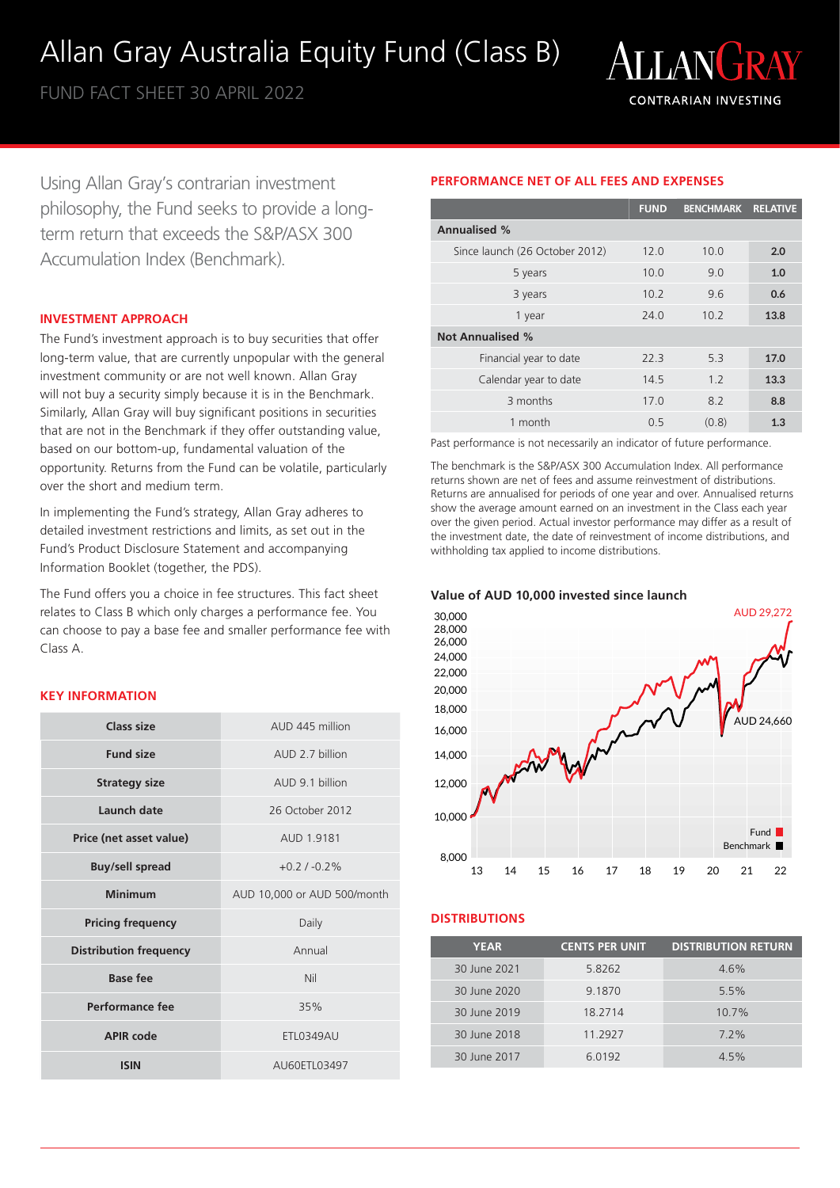# Allan Gray Australia Equity Fund (Class B)

FUND FACT SHEET 30 APRIL 2022

ALLANGRAY
CONTRARIAN INVESTING

Using Allan Gray's contrarian investment philosophy, the Fund seeks to provide a long-term return that exceeds the S&P/ASX 300 Accumulation Index (Benchmark).

## INVESTMENT APPROACH

The Fund's investment approach is to buy securities that offer long-term value, that are currently unpopular with the general investment community or are not well known. Allan Gray will not buy a security simply because it is in the Benchmark. Similarly, Allan Gray will buy significant positions in securities that are not in the Benchmark if they offer outstanding value, based on our bottom-up, fundamental valuation of the opportunity. Returns from the Fund can be volatile, particularly over the short and medium term.

In implementing the Fund's strategy, Allan Gray adheres to detailed investment restrictions and limits, as set out in the Fund's Product Disclosure Statement and accompanying Information Booklet (together, the PDS).

The Fund offers you a choice in fee structures. This fact sheet relates to Class B which only charges a performance fee. You can choose to pay a base fee and smaller performance fee with Class A.

## KEY INFORMATION

| | |
|---|---|
| **Class size** | AUD 445 million |
| **Fund size** | AUD 2.7 billion |
| **Strategy size** | AUD 9.1 billion |
| **Launch date** | 26 October 2012 |
| **Price (net asset value)** | AUD 1.9181 |
| **Buy/sell spread** | +0.2 / -0.2% |
| **Minimum** | AUD 10,000 or AUD 500/month |
| **Pricing frequency** | Daily |
| **Distribution frequency** | Annual |
| **Base fee** | Nil |
| **Performance fee** | 35% |
| **APIR code** | ETL0349AU |
| **ISIN** | AU60ETL03497 |

## PERFORMANCE NET OF ALL FEES AND EXPENSES

| | FUND | BENCHMARK | RELATIVE |
|---|---|---|---|
| **Annualised %** | | | |
| Since launch (26 October 2012) | 12.0 | 10.0 | **2.0** |
| 5 years | 10.0 | 9.0 | **1.0** |
| 3 years | 10.2 | 9.6 | **0.6** |
| 1 year | 24.0 | 10.2 | **13.8** |
| **Not Annualised %** | | | |
| Financial year to date | 22.3 | 5.3 | **17.0** |
| Calendar year to date | 14.5 | 1.2 | **13.3** |
| 3 months | 17.0 | 8.2 | **8.8** |
| 1 month | 0.5 | (0.8) | **1.3** |

Past performance is not necessarily an indicator of future performance.

The benchmark is the S&P/ASX 300 Accumulation Index. All performance returns shown are net of fees and assume reinvestment of distributions. Returns are annualised for periods of one year and over. Annualised returns show the average amount earned on an investment in the Class each year over the given period. Actual investor performance may differ as a result of the investment date, the date of reinvestment of income distributions, and withholding tax applied to income distributions.

**Value of AUD 10,000 invested since launch**

Fund: AUD 29,272
Benchmark: AUD 24,660

## DISTRIBUTIONS

| YEAR | CENTS PER UNIT | DISTRIBUTION RETURN |
|---|---|---|
| 30 June 2021 | 5.8262 | 4.6% |
| 30 June 2020 | 9.1870 | 5.5% |
| 30 June 2019 | 18.2714 | 10.7% |
| 30 June 2018 | 11.2927 | 7.2% |
| 30 June 2017 | 6.0192 | 4.5% |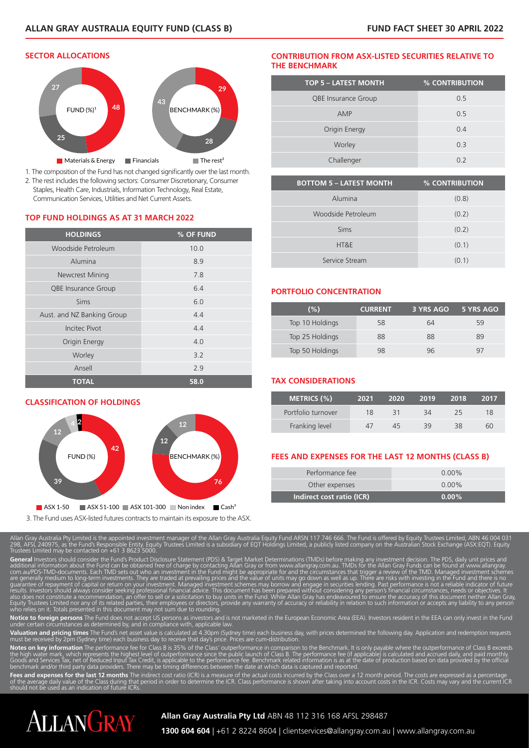## SECTOR ALLOCATIONS

FUND (%)[1]
48
25
27

BENCHMARK (%)
29
28
43

Materials & Energy
Financials
The rest[2]

1. The composition of the Fund has not changed significantly over the last month.
2. The rest includes the following sectors: Consumer Discretionary, Consumer Staples, Health Care, Industrials, Information Technology, Real Estate, Communication Services, Utilities and Net Current Assets.

## TOP FUND HOLDINGS AS AT 31 MARCH 2022

| HOLDINGS | % OF FUND |
|---|---|
| Woodside Petroleum | 10.0 |
| Alumina | 8.9 |
| Newcrest Mining | 7.8 |
| QBE Insurance Group | 6.4 |
| Sims | 6.0 |
| Aust. and NZ Banking Group | 4.4 |
| Incitec Pivot | 4.4 |
| Origin Energy | 4.0 |
| Worley | 3.2 |
| Ansell | 2.9 |
| **TOTAL** | **58.0** |

## CLASSIFICATION OF HOLDINGS

FUND (%)
42
39
12
4
2

BENCHMARK (%)
76
12
12

ASX 1-50
ASX 51-100
ASX 101-300
Non index
Cash[3]

3. The Fund uses ASX-listed futures contracts to maintain its exposure to the ASX.

## CONTRIBUTION FROM ASX-LISTED SECURITIES RELATIVE TO THE BENCHMARK

| TOP 5 – LATEST MONTH | % CONTRIBUTION |
|---|---|
| QBE Insurance Group | 0.5 |
| AMP | 0.5 |
| Origin Energy | 0.4 |
| Worley | 0.3 |
| Challenger | 0.2 |

| BOTTOM 5 – LATEST MONTH | % CONTRIBUTION |
|---|---|
| Alumina | (0.8) |
| Woodside Petroleum | (0.2) |
| Sims | (0.2) |
| HT&E | (0.1) |
| Service Stream | (0.1) |

## PORTFOLIO CONCENTRATION

| (%) | CURRENT | 3 YRS AGO | 5 YRS AGO |
|---|---|---|---|
| Top 10 Holdings | 58 | 64 | 59 |
| Top 25 Holdings | 88 | 88 | 89 |
| Top 50 Holdings | 98 | 96 | 97 |

## TAX CONSIDERATIONS

| METRICS (%) | 2021 | 2020 | 2019 | 2018 | 2017 |
|---|---|---|---|---|---|
| Portfolio turnover | 18 | 31 | 34 | 25 | 18 |
| Franking level | 47 | 45 | 39 | 38 | 60 |

## FEES AND EXPENSES FOR THE LAST 12 MONTHS (CLASS B)

| | |
|---|---|
| Performance fee | 0.00% |
| Other expenses | 0.00% |
| **Indirect cost ratio (ICR)** | **0.00%** |

Allan Gray Australia Pty Limited is the appointed investment manager of the Allan Gray Australia Equity Fund ARSN 117 746 666. The Fund is offered by Equity Trustees Limited, ABN 46 004 031 298, AFSL 240975, as the Fund's Responsible Entity. Equity Trustees Limited is a subsidiary of EQT Holdings Limited, a publicly listed company on the Australian Stock Exchange (ASX:EQT). Equity Trustees Limited may be contacted on +61 3 8623 5000.

**General** Investors should consider the Fund's Product Disclosure Statement (PDS) & Target Market Determinations (TMDs) before making any investment decision. The PDS, daily unit prices and additional information about the Fund can be obtained free of charge by contacting Allan Gray or from www.allangray.com.au. TMDs for the Allan Gray Funds can be found at www.allangray.com.au/PDS-TMD-documents. Each TMD sets out who an investment in the Fund might be appropriate for and the circumstances that trigger a review of the TMD. Managed investment schemes are generally medium to long-term investments. They are traded at prevailing prices and the value of units may go down as well as up. There are risks with investing in the Fund and there is no guarantee of repayment of capital or return on your investment. Managed investment schemes may borrow and engage in securities lending. Past performance is not a reliable indicator of future results. Investors should always consider seeking professional financial advice. This document has been prepared without considering any person's financial circumstances, needs or objectives. It also does not constitute a recommendation, an offer to sell or a solicitation to buy units in the Fund. While Allan Gray has endeavoured to ensure the accuracy of this document neither Allan Gray, Equity Trustees Limited nor any of its related parties, their employees or directors, provide any warranty of accuracy or reliability in relation to such information or accepts any liability to any person who relies on it. Totals presented in this document may not sum due to rounding.

**Notice to foreign persons** The Fund does not accept US persons as investors and is not marketed in the European Economic Area (EEA). Investors resident in the EEA can only invest in the Fund under certain circumstances as determined by, and in compliance with, applicable law.

**Valuation and pricing times** The Fund's net asset value is calculated at 4.30pm (Sydney time) each business day, with prices determined the following day. Application and redemption requests must be received by 2pm (Sydney time) each business day to receive that day's price. Prices are cum-distribution.

**Notes on key information** The performance fee for Class B is 35% of the Class' outperformance in comparison to the Benchmark. It is only payable where the outperformance of Class B exceeds the high water mark, which represents the highest level of outperformance since the public launch of Class B. The performance fee (if applicable) is calculated and accrued daily, and paid monthly. Goods and Services Tax, net of Reduced Input Tax Credit, is applicable to the performance fee. Benchmark related information is as at the date of production based on data provided by the official benchmark and/or third party data providers. There may be timing differences between the date at which data is captured and reported.

**Fees and expenses for the last 12 months** The indirect cost ratio (ICR) is a measure of the actual costs incurred by the Class over a 12 month period. The costs are expressed as a percentage of the average daily value of the Class during that period in order to determine the ICR. Class performance is shown after taking into account costs in the ICR. Costs may vary and the current ICR should not be used as an indication of future ICRs.

ALLANGRAY

**Allan Gray Australia Pty Ltd** ABN 48 112 316 168 AFSL 298487

**1300 604 604** | +61 2 8224 8604 | clientservices@allangray.com.au | www.allangray.com.au